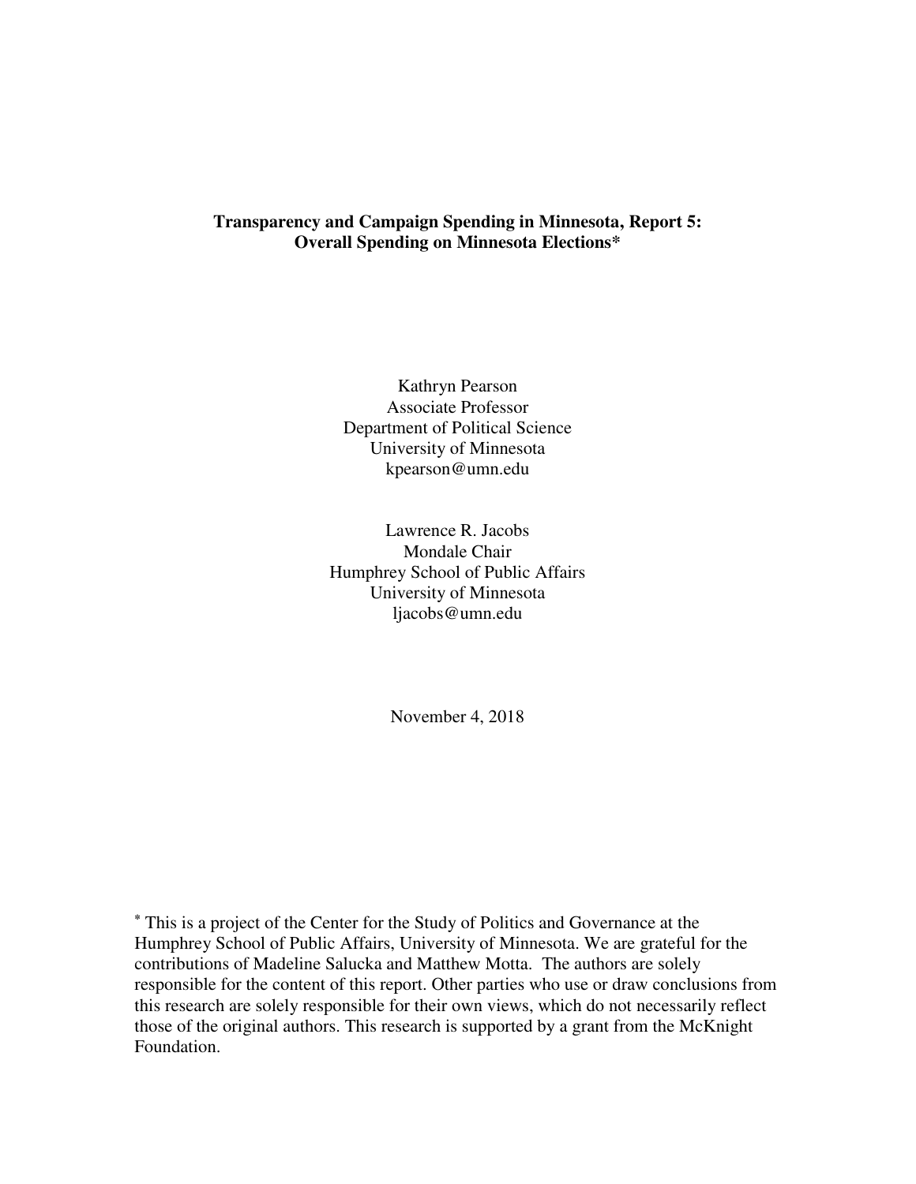# Transparency and Campaign Spending in Minnesota, Report 5: Overall Spending on Minnesota Elections*

Kathryn Pearson  
Associate Professor  
Department of Political Science  
University of Minnesota  
kpearson@umn.edu

Lawrence R. Jacobs  
Mondale Chair  
Humphrey School of Public Affairs  
University of Minnesota  
ljacobs@umn.edu

November 4, 2018

* This is a project of the Center for the Study of Politics and Governance at the Humphrey School of Public Affairs, University of Minnesota. We are grateful for the contributions of Madeline Salucka and Matthew Motta. The authors are solely responsible for the content of this report. Other parties who use or draw conclusions from this research are solely responsible for their own views, which do not necessarily reflect those of the original authors. This research is supported by a grant from the McKnight Foundation.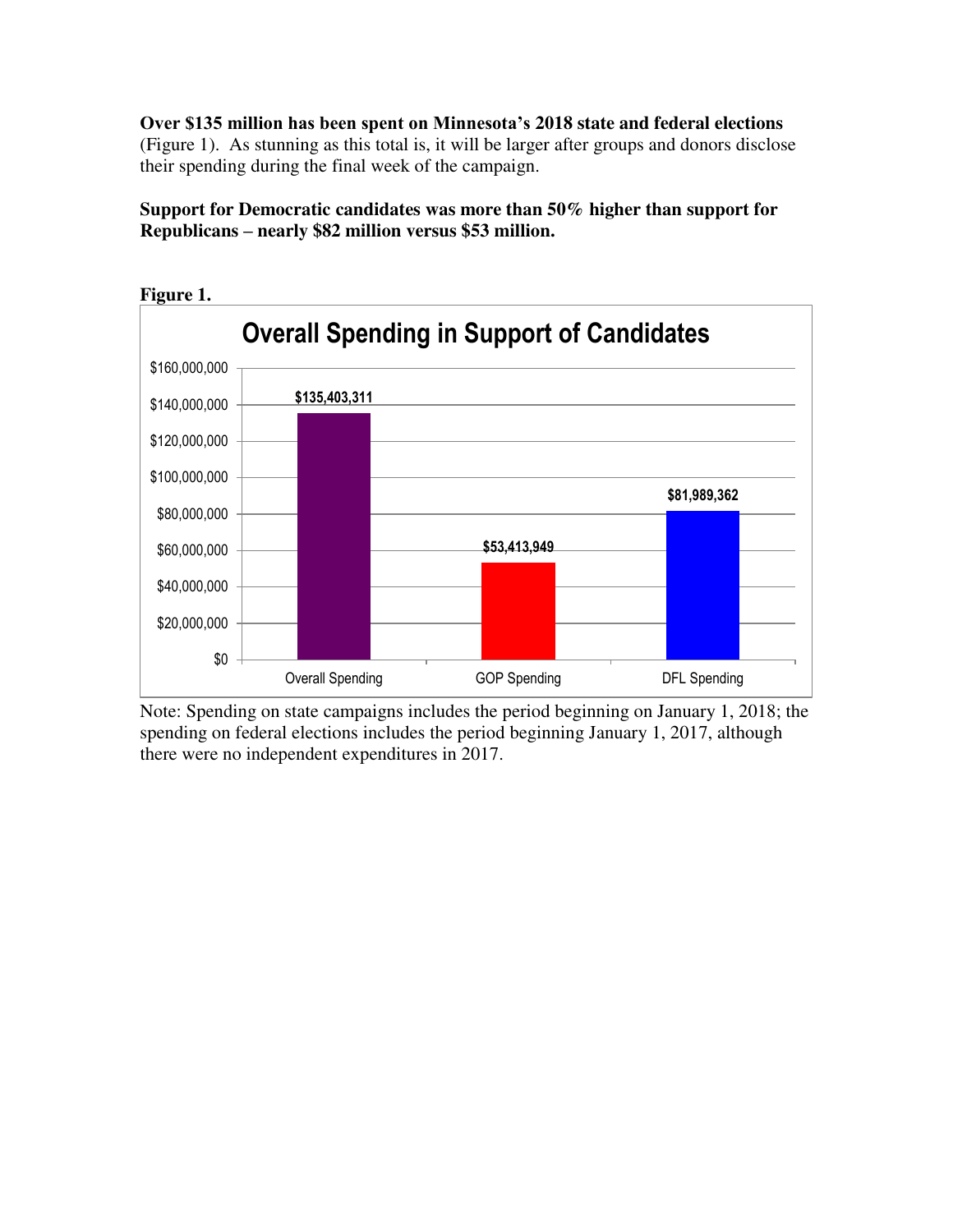**Over $135 million has been spent on Minnesota's 2018 state and federal elections** (Figure 1). As stunning as this total is, it will be larger after groups and donors disclose their spending during the final week of the campaign.

**Support for Democratic candidates was more than 50% higher than support for Republicans – nearly $82 million versus $53 million.**

**Figure 1.**

**Overall Spending in Support of Candidates**

| | Overall Spending | GOP Spending | DFL Spending |
|---|---|---|---|
| Amount | $135,403,311 | $53,413,949 | $81,989,362 |

Note: Spending on state campaigns includes the period beginning on January 1, 2018; the spending on federal elections includes the period beginning January 1, 2017, although there were no independent expenditures in 2017.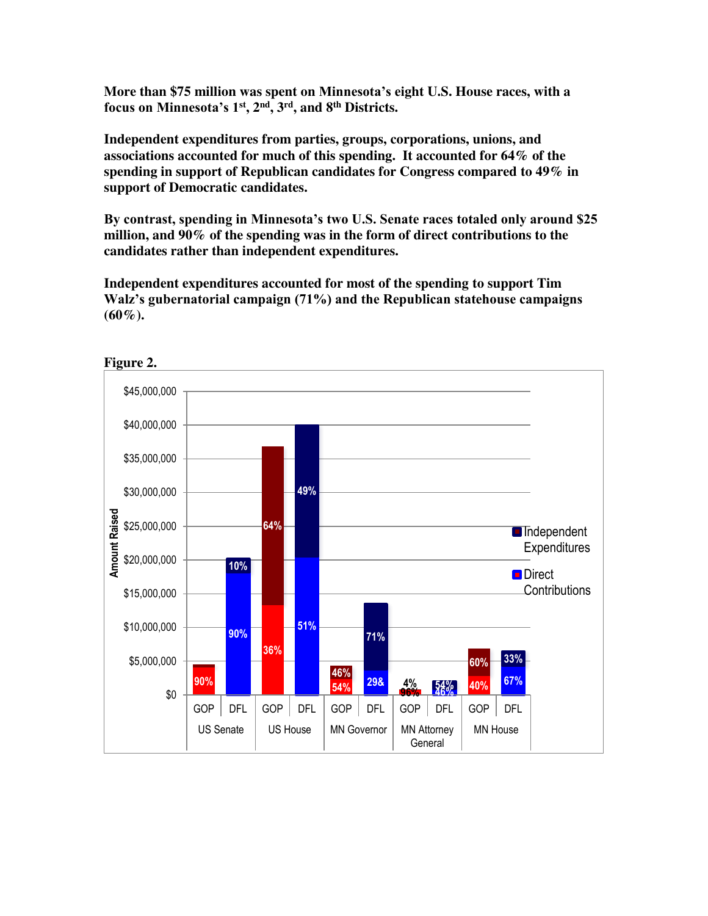**More than $75 million was spent on Minnesota's eight U.S. House races, with a focus on Minnesota's 1st, 2nd, 3rd, and 8th Districts.**

**Independent expenditures from parties, groups, corporations, unions, and associations accounted for much of this spending. It accounted for 64% of the spending in support of Republican candidates for Congress compared to 49% in support of Democratic candidates.**

**By contrast, spending in Minnesota's two U.S. Senate races totaled only around $25 million, and 90% of the spending was in the form of direct contributions to the candidates rather than independent expenditures.**

**Independent expenditures accounted for most of the spending to support Tim Walz's gubernatorial campaign (71%) and the Republican statehouse campaigns (60%).**

**Figure 2.**

Amount Raised

$45,000,000
$40,000,000
$35,000,000
$30,000,000
$25,000,000
$20,000,000
$15,000,000
$10,000,000
$5,000,000
$0

US Senate: GOP 90%; DFL 10%, 90%
US House: GOP 64%, 36%; DFL 49%, 51%
MN Governor: GOP 46%, 54%; DFL 71%, 29&
MN Attorney General: GOP 4%, 96%; DFL 54%, 46%
MN House: GOP 60%, 40%; DFL 33%, 67%

Independent Expenditures
Direct Contributions